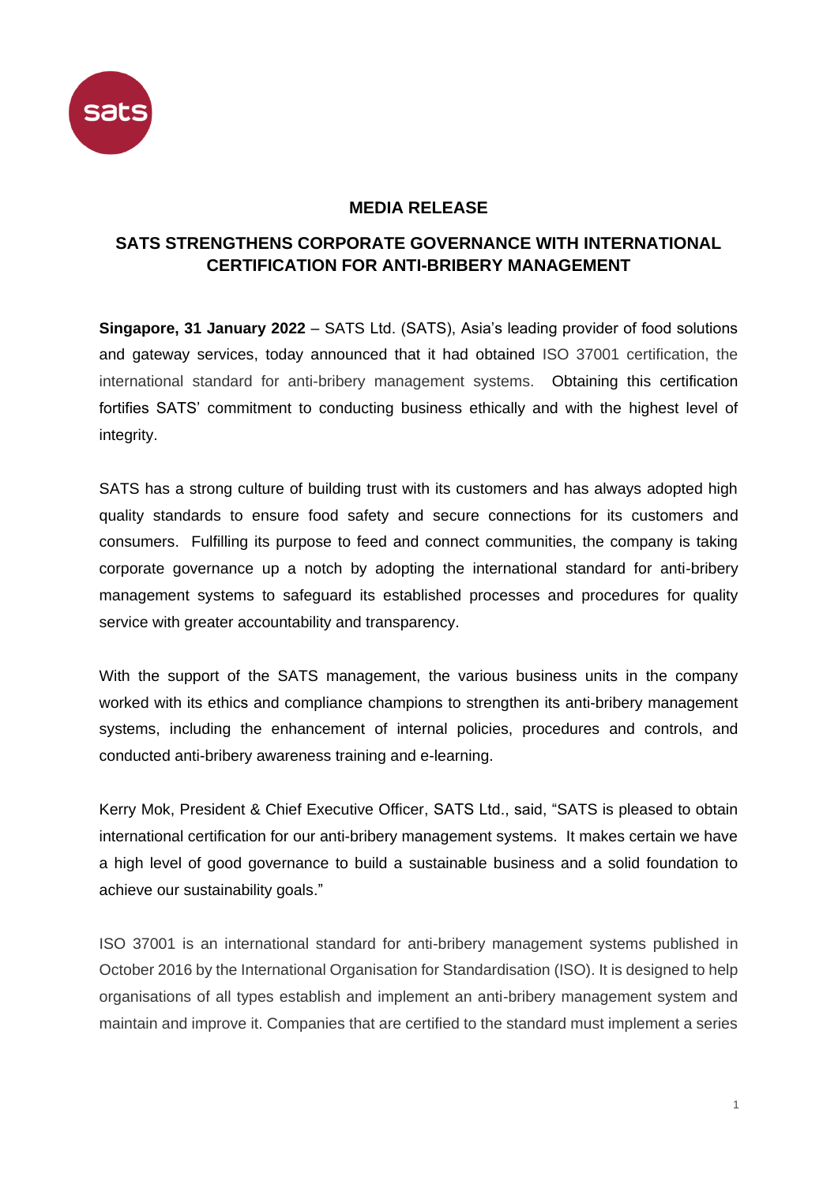**MEDIA RELEASE**

# SATS STRENGTHENS CORPORATE GOVERNANCE WITH INTERNATIONAL CERTIFICATION FOR ANTI-BRIBERY MANAGEMENT

**Singapore, 31 January 2022** – SATS Ltd. (SATS), Asia's leading provider of food solutions and gateway services, today announced that it had obtained ISO 37001 certification, the international standard for anti-bribery management systems. Obtaining this certification fortifies SATS' commitment to conducting business ethically and with the highest level of integrity.

SATS has a strong culture of building trust with its customers and has always adopted high quality standards to ensure food safety and secure connections for its customers and consumers. Fulfilling its purpose to feed and connect communities, the company is taking corporate governance up a notch by adopting the international standard for anti-bribery management systems to safeguard its established processes and procedures for quality service with greater accountability and transparency.

With the support of the SATS management, the various business units in the company worked with its ethics and compliance champions to strengthen its anti-bribery management systems, including the enhancement of internal policies, procedures and controls, and conducted anti-bribery awareness training and e-learning.

Kerry Mok, President & Chief Executive Officer, SATS Ltd., said, "SATS is pleased to obtain international certification for our anti-bribery management systems. It makes certain we have a high level of good governance to build a sustainable business and a solid foundation to achieve our sustainability goals."

ISO 37001 is an international standard for anti-bribery management systems published in October 2016 by the International Organisation for Standardisation (ISO). It is designed to help organisations of all types establish and implement an anti-bribery management system and maintain and improve it. Companies that are certified to the standard must implement a series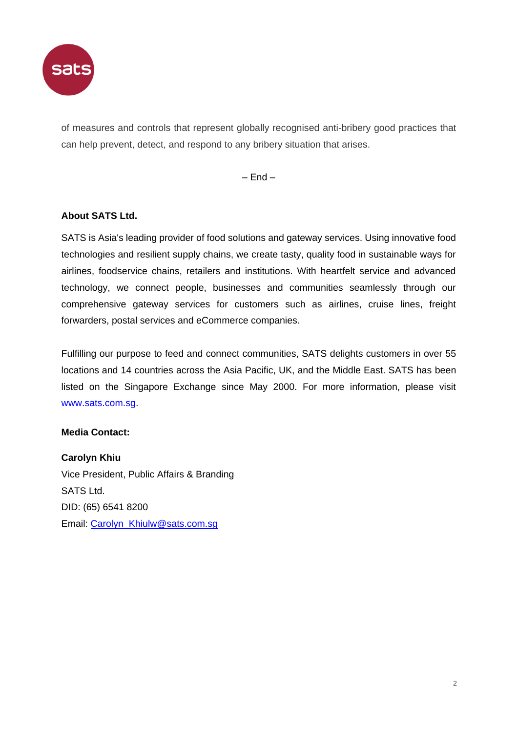of measures and controls that represent globally recognised anti-bribery good practices that can help prevent, detect, and respond to any bribery situation that arises.

– End –

**About SATS Ltd.**

SATS is Asia's leading provider of food solutions and gateway services. Using innovative food technologies and resilient supply chains, we create tasty, quality food in sustainable ways for airlines, foodservice chains, retailers and institutions. With heartfelt service and advanced technology, we connect people, businesses and communities seamlessly through our comprehensive gateway services for customers such as airlines, cruise lines, freight forwarders, postal services and eCommerce companies.

Fulfilling our purpose to feed and connect communities, SATS delights customers in over 55 locations and 14 countries across the Asia Pacific, UK, and the Middle East. SATS has been listed on the Singapore Exchange since May 2000. For more information, please visit www.sats.com.sg.

**Media Contact:**

**Carolyn Khiu**
Vice President, Public Affairs & Branding
SATS Ltd.
DID: (65) 6541 8200
Email: Carolyn_Khiulw@sats.com.sg